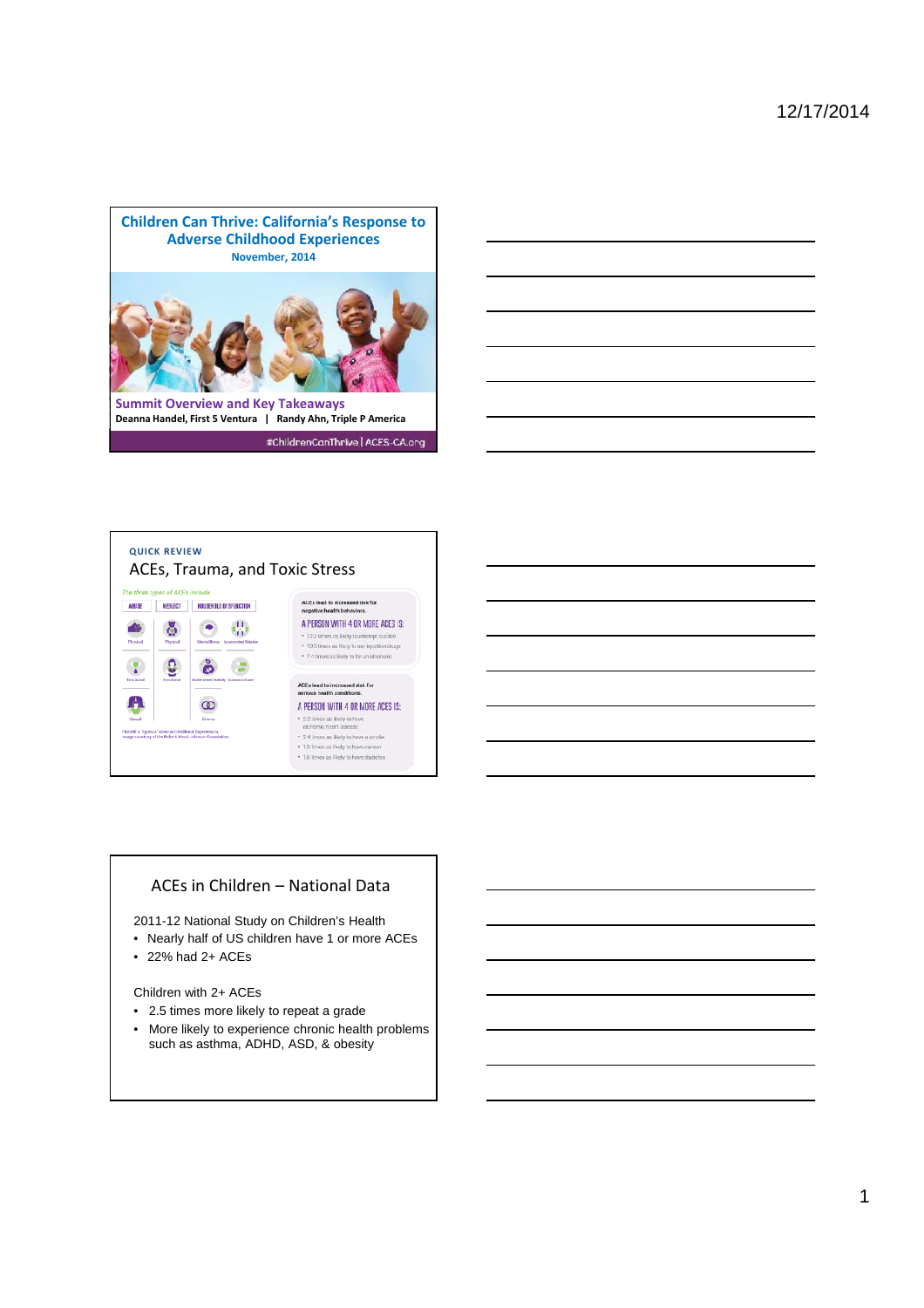## Children Can Thrive: California's Response to Adverse Childhood Experiences

**November, 2014**

**Summit Overview and Key Takeaways**

**Deanna Handel, First 5 Ventura | Randy Ahn, Triple P America**

#ChildrenCanThrive | ACES-CA.org

---

QUICK REVIEW

## ACEs, Trauma, and Toxic Stress

*The three types of ACEs include*

| ABUSE | NEGLECT | HOUSEHOLD DYSFUNCTION | |
|---|---|---|---|
| Physical | Physical | Mental Illness | Incarcerated Relative |
| Emotional | Emotional | Mother treated violently | Substance Abuse |
| Sexual | | Divorce | |

FIGURE 1: Types of Adverse Childhood Experiences
Image courtesy of the Robert Wood Johnson Foundation

ACEs lead to increased risk for negative health behaviors.

A PERSON WITH 4 OR MORE ACES IS:

- 12.2 times as likely to attempt suicide
- 10.3 times as likely to use injection drugs
- 7.4 times as likely to be an alcoholic

ACEs lead to increased risk for serious health conditions.

A PERSON WITH 4 OR MORE ACES IS:

- 2.2 times as likely to have ischemic heart disease
- 2.4 times as likely to have a stroke
- 1.9 times as likely to have cancer
- 1.6 times as likely to have diabetes

---

## ACEs in Children – National Data

2011-12 National Study on Children's Health

- Nearly half of US children have 1 or more ACEs
- 22% had 2+ ACEs

Children with 2+ ACEs

- 2.5 times more likely to repeat a grade
- More likely to experience chronic health problems such as asthma, ADHD, ASD, & obesity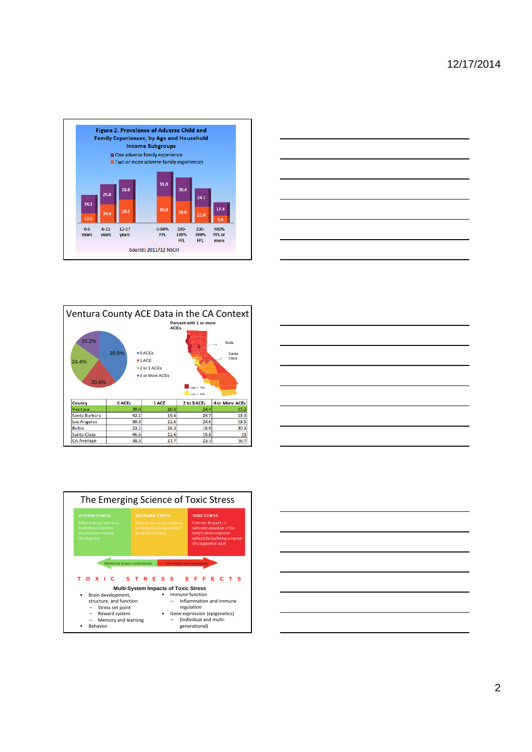**Figure 2. Prevalence of Adverse Child and Family Experiences, by Age and Household Income Subgroups**

- One adverse family experience
- Two or more adverse family experiences

| Subgroup | One adverse family experience | Two or more adverse family experiences |
|---|---|---|
| 0-5 years | 24.1 | 12.5 |
| 6-11 years | 25.8 | 24.4 |
| 12-17 years | 26.0 | 30.5 |
| 0-99% FPL | 31.8 | 34.8 |
| 100-199% FPL | 30.4 | 28.6 |
| 200-399% FPL | 24.1 | 21.0 |
| 400% FPL or more | 17.4 | 9.6 |

Source: 2011/12 NSCH

# Ventura County ACE Data in the CA Context

Percent with 1 or more ACEs

- 0 ACEs: 39.8%
- 1 ACE: 20.6%
- 2 to 3 ACEs: 24.4%
- 4 or More ACEs: 15.2%

Butte · Santa Clara

High > 70% · Low < 50%

| County | 0 ACEs | 1 ACE | 2 to 3 ACEs | 4 or More ACEs |
|---|---|---|---|---|
| Ventura | 39.8 | 20.6 | 24.4 | 15.2 |
| Santa Barbara | 42.5 | 19.6 | 24.7 | 13.3 |
| Los Angeles | 39.3 | 22.6 | 24.6 | 13.5 |
| Butte | 23.5 | 26.3 | 19.9 | 30.3 |
| Santa Clara | 46.6 | 22.6 | 19.8 | 11 |
| CA Average | 38.3 | 21.7 | 23.3 | 16.7 |

# The Emerging Science of Toxic Stress

| POSITIVE STRESS | TOLERABLE STRESS | TOXIC STRESS |
|---|---|---|
| Mild/moderate and short-lived stress response necessary for healthy development | More severe stress response but limited in duration which allows for recovery | Extreme, frequent, or extended activation of the body's stress response without the buffering presence of a supportive adult |

PREVENTION & EARLY INTERVENTION ← → PROLONGED AND UNADDRESSED

**TOXIC STRESS EFFECTS**

**Multi-System Impacts of Toxic Stress**

- Brain development, structure, and function
  - Stress set point
  - Reward system
  - Memory and learning
- Behavior
- Immune function
  - Inflammation and immune regulation
- Gene expression (epigenetics)
  - (Individual and multi-generational)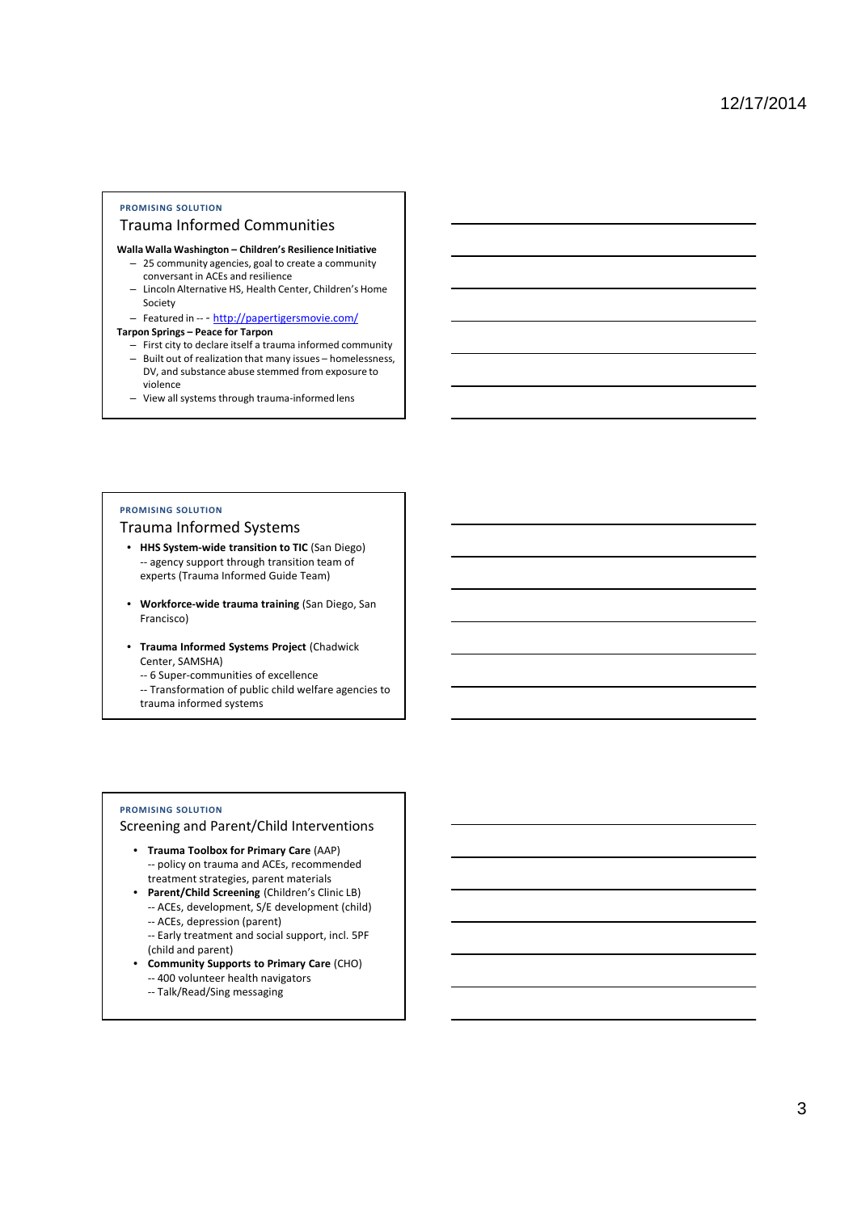PROMISING SOLUTION

## Trauma Informed Communities

**Walla Walla Washington – Children's Resilience Initiative**

- 25 community agencies, goal to create a community conversant in ACEs and resilience
- Lincoln Alternative HS, Health Center, Children's Home Society
- Featured in -- - http://papertigersmovie.com/

**Tarpon Springs – Peace for Tarpon**

- First city to declare itself a trauma informed community
- Built out of realization that many issues – homelessness, DV, and substance abuse stemmed from exposure to violence
- View all systems through trauma-informed lens

PROMISING SOLUTION

## Trauma Informed Systems

- **HHS System-wide transition to TIC** (San Diego)
  -- agency support through transition team of experts (Trauma Informed Guide Team)
- **Workforce-wide trauma training** (San Diego, San Francisco)
- **Trauma Informed Systems Project** (Chadwick Center, SAMSHA)
  -- 6 Super-communities of excellence
  -- Transformation of public child welfare agencies to trauma informed systems

PROMISING SOLUTION

## Screening and Parent/Child Interventions

- **Trauma Toolbox for Primary Care** (AAP)
  -- policy on trauma and ACEs, recommended treatment strategies, parent materials
- **Parent/Child Screening** (Children's Clinic LB)
  -- ACEs, development, S/E development (child)
  -- ACEs, depression (parent)
  -- Early treatment and social support, incl. 5PF (child and parent)
- **Community Supports to Primary Care** (CHO)
  -- 400 volunteer health navigators
  -- Talk/Read/Sing messaging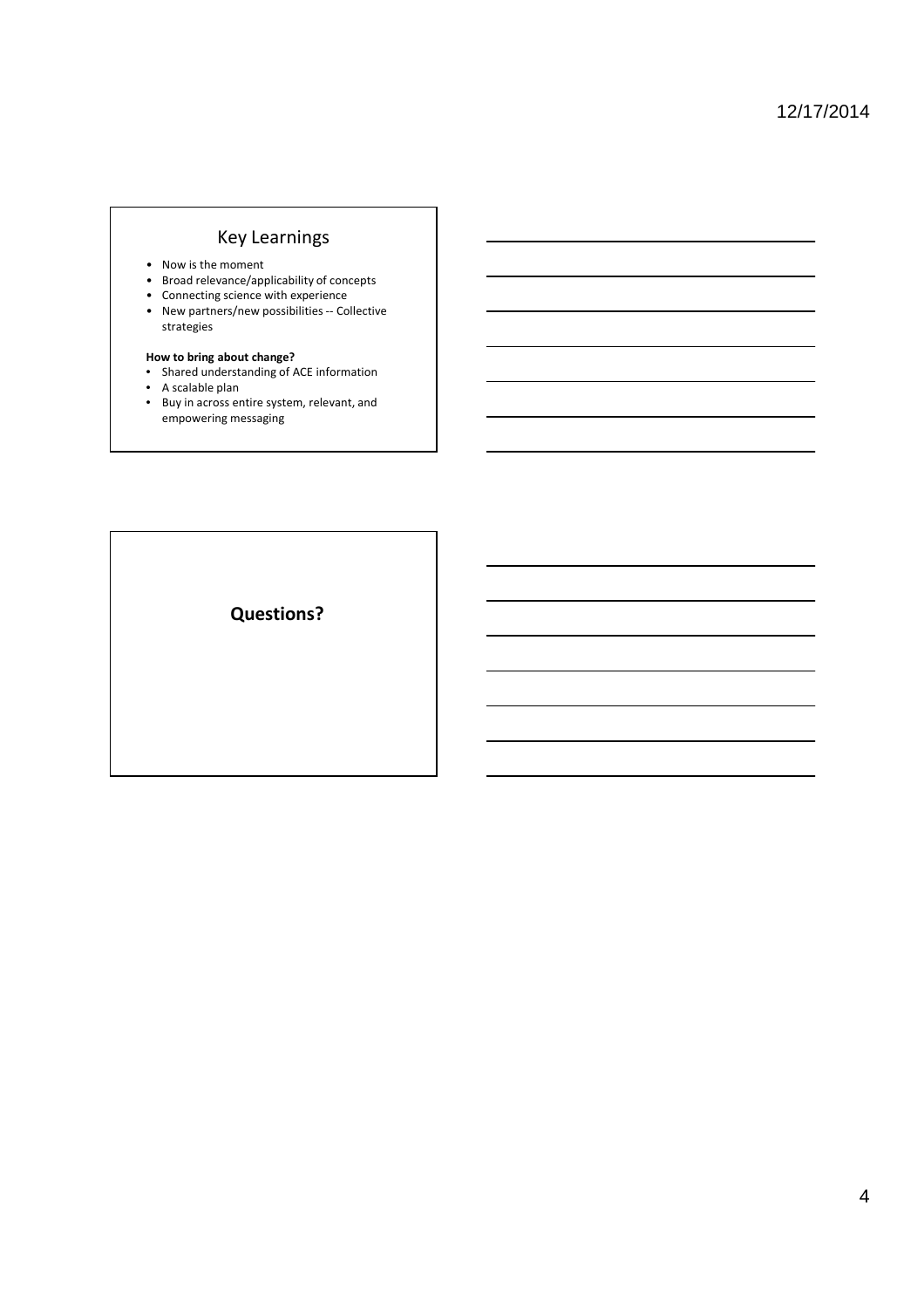## Key Learnings

- Now is the moment
- Broad relevance/applicability of concepts
- Connecting science with experience
- New partners/new possibilities -- Collective strategies

**How to bring about change?**

- Shared understanding of ACE information
- A scalable plan
- Buy in across entire system, relevant, and empowering messaging

**Questions?**